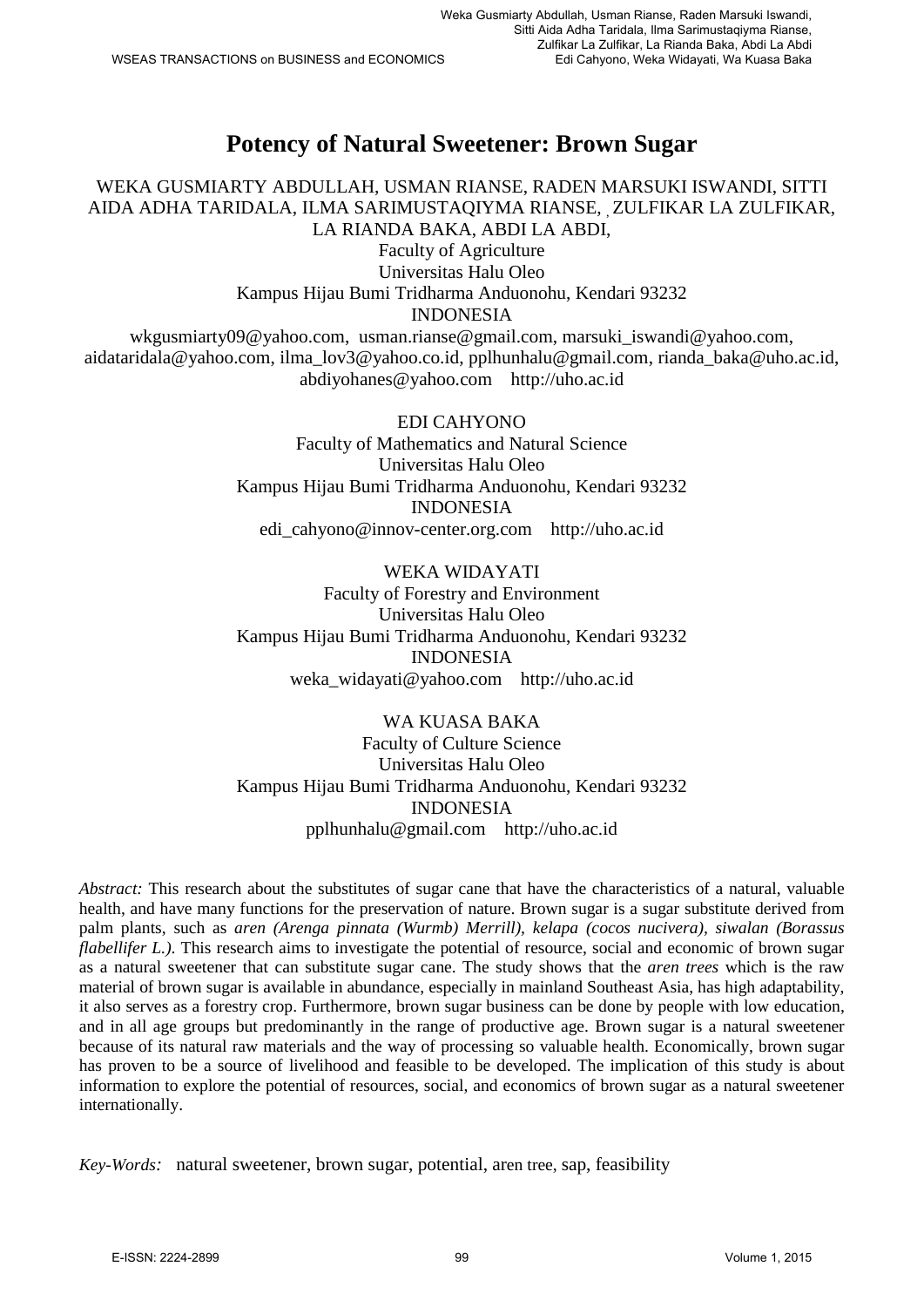# Potency of Natural Sweetener: Brown Sugar

WEKA GUSMIARTY ABDULLAH, USMAN RIANSE, RADEN MARSUKI ISWANDI, SITTI AIDA ADHA TARIDALA, ILMA SARIMUSTAQIYMA RIANSE, ZULFIKAR LA ZULFIKAR, LA RIANDA BAKA, ABDI LA ABDI,  
Faculty of Agriculture  
Universitas Halu Oleo  
Kampus Hijau Bumi Tridharma Anduonohu, Kendari 93232  
INDONESIA  
wkgusmiarty09@yahoo.com, usman.rianse@gmail.com, marsuki_iswandi@yahoo.com, aidataridala@yahoo.com, ilma_lov3@yahoo.co.id, pplhunhalu@gmail.com, rianda_baka@uho.ac.id, abdiyohanes@yahoo.com http://uho.ac.id

EDI CAHYONO  
Faculty of Mathematics and Natural Science  
Universitas Halu Oleo  
Kampus Hijau Bumi Tridharma Anduonohu, Kendari 93232  
INDONESIA  
edi_cahyono@innov-center.org.com http://uho.ac.id

WEKA WIDAYATI  
Faculty of Forestry and Environment  
Universitas Halu Oleo  
Kampus Hijau Bumi Tridharma Anduonohu, Kendari 93232  
INDONESIA  
weka_widayati@yahoo.com http://uho.ac.id

WA KUASA BAKA  
Faculty of Culture Science  
Universitas Halu Oleo  
Kampus Hijau Bumi Tridharma Anduonohu, Kendari 93232  
INDONESIA  
pplhunhalu@gmail.com http://uho.ac.id

*Abstract:* This research about the substitutes of sugar cane that have the characteristics of a natural, valuable health, and have many functions for the preservation of nature. Brown sugar is a sugar substitute derived from palm plants, such as *aren (Arenga pinnata (Wurmb) Merrill), kelapa (cocos nucivera), siwalan (Borassus flabellifer L.)*. This research aims to investigate the potential of resource, social and economic of brown sugar as a natural sweetener that can substitute sugar cane. The study shows that the *aren trees* which is the raw material of brown sugar is available in abundance, especially in mainland Southeast Asia, has high adaptability, it also serves as a forestry crop. Furthermore, brown sugar business can be done by people with low education, and in all age groups but predominantly in the range of productive age. Brown sugar is a natural sweetener because of its natural raw materials and the way of processing so valuable health. Economically, brown sugar has proven to be a source of livelihood and feasible to be developed. The implication of this study is about information to explore the potential of resources, social, and economics of brown sugar as a natural sweetener internationally.

*Key-Words:* natural sweetener, brown sugar, potential, aren tree, sap, feasibility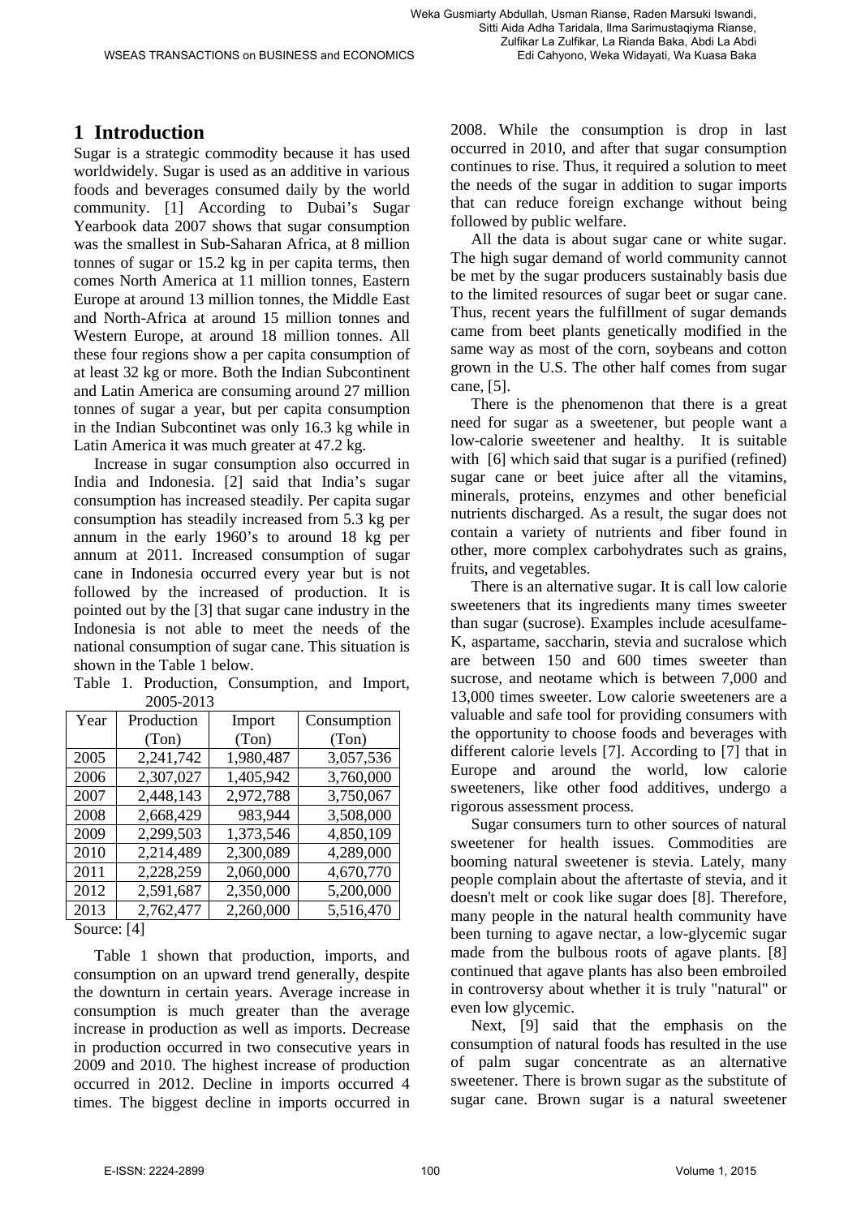## 1 Introduction

Sugar is a strategic commodity because it has used worldwidely. Sugar is used as an additive in various foods and beverages consumed daily by the world community. [1] According to Dubai's Sugar Yearbook data 2007 shows that sugar consumption was the smallest in Sub-Saharan Africa, at 8 million tonnes of sugar or 15.2 kg in per capita terms, then comes North America at 11 million tonnes, Eastern Europe at around 13 million tonnes, the Middle East and North-Africa at around 15 million tonnes and Western Europe, at around 18 million tonnes. All these four regions show a per capita consumption of at least 32 kg or more. Both the Indian Subcontinent and Latin America are consuming around 27 million tonnes of sugar a year, but per capita consumption in the Indian Subcontinet was only 16.3 kg while in Latin America it was much greater at 47.2 kg.

Increase in sugar consumption also occurred in India and Indonesia. [2] said that India's sugar consumption has increased steadily. Per capita sugar consumption has steadily increased from 5.3 kg per annum in the early 1960's to around 18 kg per annum at 2011. Increased consumption of sugar cane in Indonesia occurred every year but is not followed by the increased of production. It is pointed out by the [3] that sugar cane industry in the Indonesia is not able to meet the needs of the national consumption of sugar cane. This situation is shown in the Table 1 below.

Table 1. Production, Consumption, and Import, 2005-2013

| Year | Production (Ton) | Import (Ton) | Consumption (Ton) |
|---|---|---|---|
| 2005 | 2,241,742 | 1,980,487 | 3,057,536 |
| 2006 | 2,307,027 | 1,405,942 | 3,760,000 |
| 2007 | 2,448,143 | 2,972,788 | 3,750,067 |
| 2008 | 2,668,429 | 983,944 | 3,508,000 |
| 2009 | 2,299,503 | 1,373,546 | 4,850,109 |
| 2010 | 2,214,489 | 2,300,089 | 4,289,000 |
| 2011 | 2,228,259 | 2,060,000 | 4,670,770 |
| 2012 | 2,591,687 | 2,350,000 | 5,200,000 |
| 2013 | 2,762,477 | 2,260,000 | 5,516,470 |

Source: [4]

Table 1 shown that production, imports, and consumption on an upward trend generally, despite the downturn in certain years. Average increase in consumption is much greater than the average increase in production as well as imports. Decrease in production occurred in two consecutive years in 2009 and 2010. The highest increase of production occurred in 2012. Decline in imports occurred 4 times. The biggest decline in imports occurred in 2008. While the consumption is drop in last occurred in 2010, and after that sugar consumption continues to rise. Thus, it required a solution to meet the needs of the sugar in addition to sugar imports that can reduce foreign exchange without being followed by public welfare.

All the data is about sugar cane or white sugar. The high sugar demand of world community cannot be met by the sugar producers sustainably basis due to the limited resources of sugar beet or sugar cane. Thus, recent years the fulfillment of sugar demands came from beet plants genetically modified in the same way as most of the corn, soybeans and cotton grown in the U.S. The other half comes from sugar cane, [5].

There is the phenomenon that there is a great need for sugar as a sweetener, but people want a low-calorie sweetener and healthy. It is suitable with [6] which said that sugar is a purified (refined) sugar cane or beet juice after all the vitamins, minerals, proteins, enzymes and other beneficial nutrients discharged. As a result, the sugar does not contain a variety of nutrients and fiber found in other, more complex carbohydrates such as grains, fruits, and vegetables.

There is an alternative sugar. It is call low calorie sweeteners that its ingredients many times sweeter than sugar (sucrose). Examples include acesulfame-K, aspartame, saccharin, stevia and sucralose which are between 150 and 600 times sweeter than sucrose, and neotame which is between 7,000 and 13,000 times sweeter. Low calorie sweeteners are a valuable and safe tool for providing consumers with the opportunity to choose foods and beverages with different calorie levels [7]. According to [7] that in Europe and around the world, low calorie sweeteners, like other food additives, undergo a rigorous assessment process.

Sugar consumers turn to other sources of natural sweetener for health issues. Commodities are booming natural sweetener is stevia. Lately, many people complain about the aftertaste of stevia, and it doesn't melt or cook like sugar does [8]. Therefore, many people in the natural health community have been turning to agave nectar, a low-glycemic sugar made from the bulbous roots of agave plants. [8] continued that agave plants has also been embroiled in controversy about whether it is truly "natural" or even low glycemic.

Next, [9] said that the emphasis on the consumption of natural foods has resulted in the use of palm sugar concentrate as an alternative sweetener. There is brown sugar as the substitute of sugar cane. Brown sugar is a natural sweetener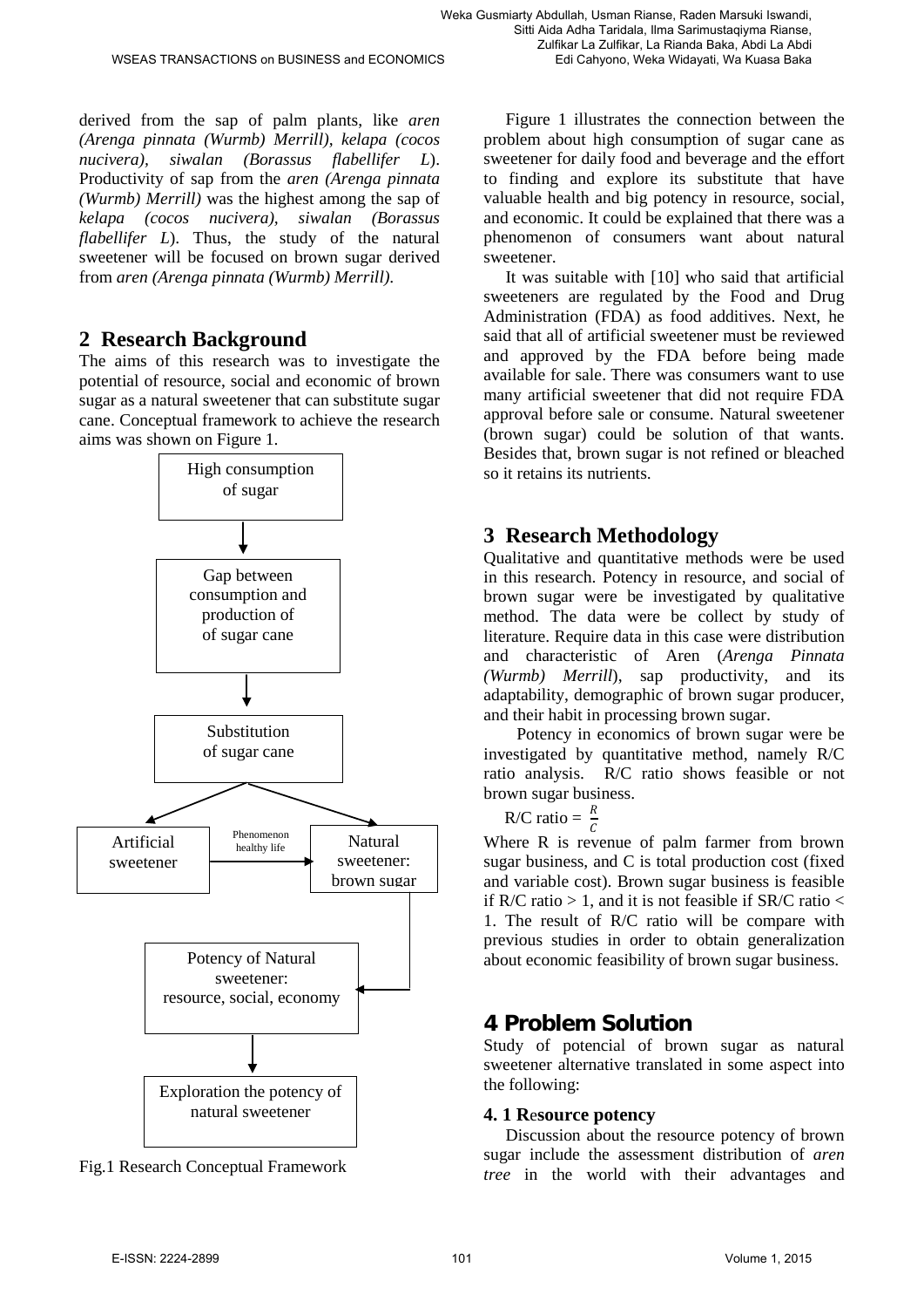derived from the sap of palm plants, like *aren (Arenga pinnata (Wurmb) Merrill), kelapa (cocos nucivera), siwalan (Borassus flabellifer L*). Productivity of sap from the *aren (Arenga pinnata (Wurmb) Merrill)* was the highest among the sap of *kelapa (cocos nucivera), siwalan (Borassus flabellifer L*). Thus, the study of the natural sweetener will be focused on brown sugar derived from *aren (Arenga pinnata (Wurmb) Merrill).*

## 2 Research Background

The aims of this research was to investigate the potential of resource, social and economic of brown sugar as a natural sweetener that can substitute sugar cane. Conceptual framework to achieve the research aims was shown on Figure 1.

High consumption of sugar → Gap between consumption and production of of sugar cane → Substitution of sugar cane → Artificial sweetener / Natural sweetener: brown sugar (Artificial sweetener → Phenomenon healthy life → Natural sweetener: brown sugar) → Potency of Natural sweetener: resource, social, economy → Exploration the potency of natural sweetener

Fig.1 Research Conceptual Framework

Figure 1 illustrates the connection between the problem about high consumption of sugar cane as sweetener for daily food and beverage and the effort to finding and explore its substitute that have valuable health and big potency in resource, social, and economic. It could be explained that there was a phenomenon of consumers want about natural sweetener.

It was suitable with [10] who said that artificial sweeteners are regulated by the Food and Drug Administration (FDA) as food additives. Next, he said that all of artificial sweetener must be reviewed and approved by the FDA before being made available for sale. There was consumers want to use many artificial sweetener that did not require FDA approval before sale or consume. Natural sweetener (brown sugar) could be solution of that wants. Besides that, brown sugar is not refined or bleached so it retains its nutrients.

## 3 Research Methodology

Qualitative and quantitative methods were be used in this research. Potency in resource, and social of brown sugar were be investigated by qualitative method. The data were be collect by study of literature. Require data in this case were distribution and characteristic of Aren (*Arenga Pinnata (Wurmb) Merrill*), sap productivity, and its adaptability, demographic of brown sugar producer, and their habit in processing brown sugar.

Potency in economics of brown sugar were be investigated by quantitative method, namely R/C ratio analysis. R/C ratio shows feasible or not brown sugar business.

R/C ratio = $\frac{R}{C}$

Where R is revenue of palm farmer from brown sugar business, and C is total production cost (fixed and variable cost). Brown sugar business is feasible if R/C ratio > 1, and it is not feasible if SR/C ratio < 1. The result of R/C ratio will be compare with previous studies in order to obtain generalization about economic feasibility of brown sugar business.

## 4 Problem Solution

Study of potencial of brown sugar as natural sweetener alternative translated in some aspect into the following:

### 4. 1 Resource potency

Discussion about the resource potency of brown sugar include the assessment distribution of *aren tree* in the world with their advantages and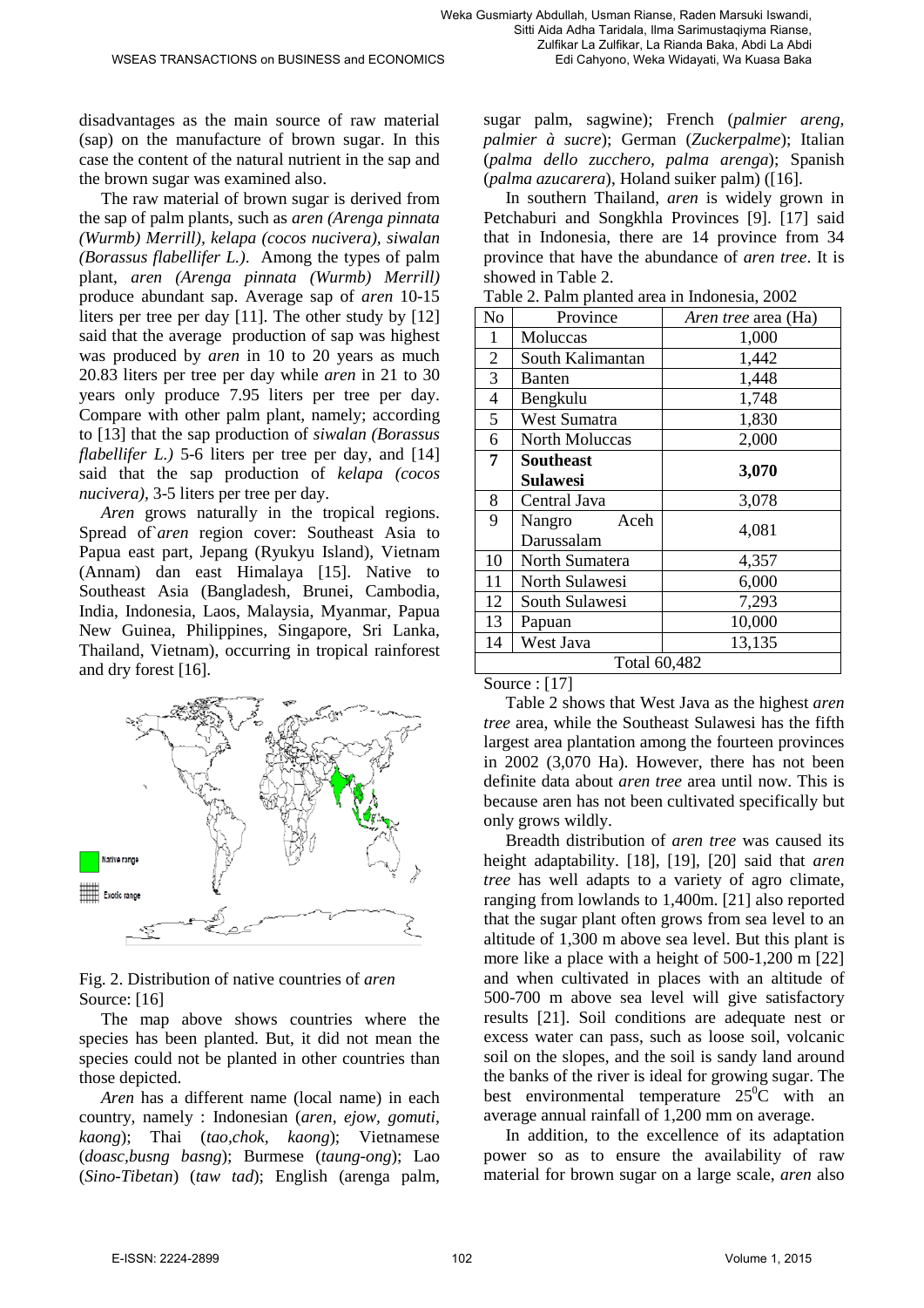disadvantages as the main source of raw material (sap) on the manufacture of brown sugar. In this case the content of the natural nutrient in the sap and the brown sugar was examined also.

The raw material of brown sugar is derived from the sap of palm plants, such as *aren (Arenga pinnata (Wurmb) Merrill)*, *kelapa (cocos nucivera)*, *siwalan (Borassus flabellifer L.)*. Among the types of palm plant, *aren (Arenga pinnata (Wurmb) Merrill)* produce abundant sap. Average sap of *aren* 10-15 liters per tree per day [11]. The other study by [12] said that the average production of sap was highest was produced by *aren* in 10 to 20 years as much 20.83 liters per tree per day while *aren* in 21 to 30 years only produce 7.95 liters per tree per day. Compare with other palm plant, namely; according to [13] that the sap production of *siwalan (Borassus flabellifer L.)* 5-6 liters per tree per day, and [14] said that the sap production of *kelapa (cocos nucivera)*, 3-5 liters per tree per day.

*Aren* grows naturally in the tropical regions. Spread of`*aren* region cover: Southeast Asia to Papua east part, Jepang (Ryukyu Island), Vietnam (Annam) dan east Himalaya [15]. Native to Southeast Asia (Bangladesh, Brunei, Cambodia, India, Indonesia, Laos, Malaysia, Myanmar, Papua New Guinea, Philippines, Singapore, Sri Lanka, Thailand, Vietnam), occurring in tropical rainforest and dry forest [16].

Native range

Exotic range

Fig. 2. Distribution of native countries of *aren*
Source: [16]

The map above shows countries where the species has been planted. But, it did not mean the species could not be planted in other countries than those depicted.

*Aren* has a different name (local name) in each country, namely : Indonesian (*aren, ejow, gomuti, kaong*); Thai (*tao,chok, kaong*); Vietnamese (*doasc,busng basng*); Burmese (*taung-ong*); Lao (*Sino-Tibetan*) (*taw tad*); English (arenga palm, sugar palm, sagwine); French (*palmier areng, palmier à sucre*); German (*Zuckerpalme*); Italian (*palma dello zucchero, palma arenga*); Spanish (*palma azucarera*), Holand suiker palm) ([16].

In southern Thailand, *aren* is widely grown in Petchaburi and Songkhla Provinces [9]. [17] said that in Indonesia, there are 14 province from 34 province that have the abundance of *aren tree*. It is showed in Table 2.

Table 2. Palm planted area in Indonesia, 2002

| No | Province | *Aren tree* area (Ha) |
|---|---|---|
| 1 | Moluccas | 1,000 |
| 2 | South Kalimantan | 1,442 |
| 3 | Banten | 1,448 |
| 4 | Bengkulu | 1,748 |
| 5 | West Sumatra | 1,830 |
| 6 | North Moluccas | 2,000 |
| **7** | **Southeast Sulawesi** | **3,070** |
| 8 | Central Java | 3,078 |
| 9 | Nangro Aceh Darussalam | 4,081 |
| 10 | North Sumatera | 4,357 |
| 11 | North Sulawesi | 6,000 |
| 12 | South Sulawesi | 7,293 |
| 13 | Papuan | 10,000 |
| 14 | West Java | 13,135 |
| Total 60,482 | | |

Source : [17]

Table 2 shows that West Java as the highest *aren tree* area, while the Southeast Sulawesi has the fifth largest area plantation among the fourteen provinces in 2002 (3,070 Ha). However, there has not been definite data about *aren tree* area until now. This is because aren has not been cultivated specifically but only grows wildly.

Breadth distribution of *aren tree* was caused its height adaptability. [18], [19], [20] said that *aren tree* has well adapts to a variety of agro climate, ranging from lowlands to 1,400m. [21] also reported that the sugar plant often grows from sea level to an altitude of 1,300 m above sea level. But this plant is more like a place with a height of 500-1,200 m [22] and when cultivated in places with an altitude of 500-700 m above sea level will give satisfactory results [21]. Soil conditions are adequate nest or excess water can pass, such as loose soil, volcanic soil on the slopes, and the soil is sandy land around the banks of the river is ideal for growing sugar. The best environmental temperature $25^0$C with an average annual rainfall of 1,200 mm on average.

In addition, to the excellence of its adaptation power so as to ensure the availability of raw material for brown sugar on a large scale, *aren* also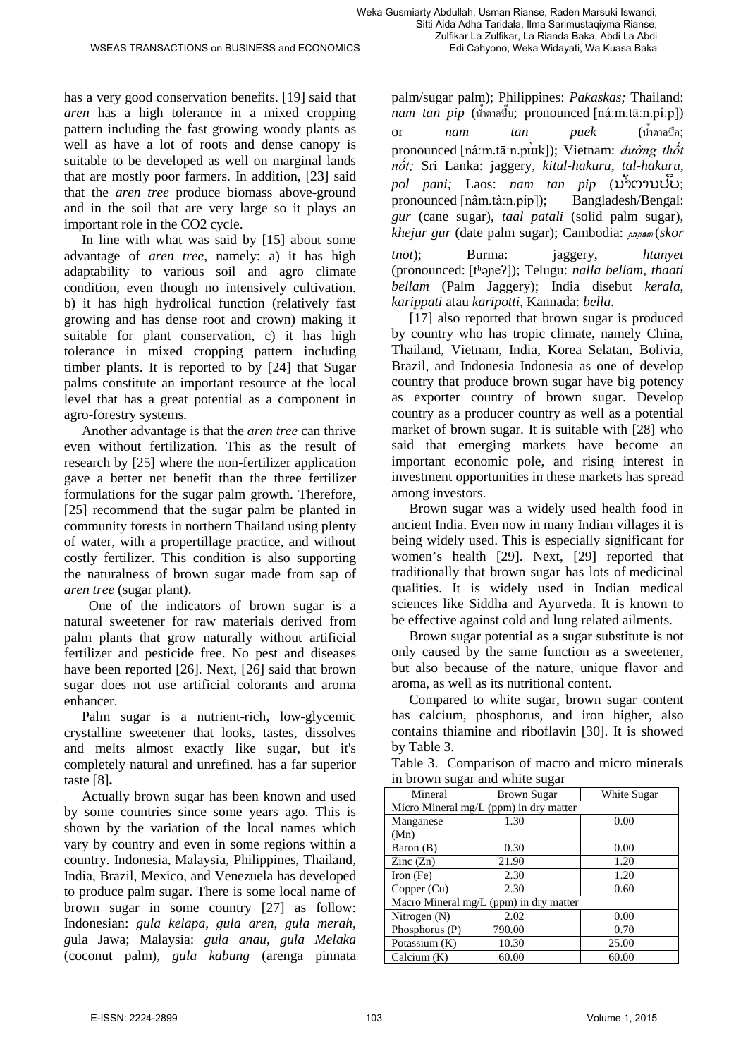has a very good conservation benefits. [19] said that *aren* has a high tolerance in a mixed cropping pattern including the fast growing woody plants as well as have a lot of roots and dense canopy is suitable to be developed as well on marginal lands that are mostly poor farmers. In addition, [23] said that the *aren tree* produce biomass above-ground and in the soil that are very large so it plays an important role in the CO2 cycle.

In line with what was said by [15] about some advantage of *aren tree*, namely: a) it has high adaptability to various soil and agro climate condition, even though no intensively cultivation. b) it has high hydrolical function (relatively fast growing and has dense root and crown) making it suitable for plant conservation, c) it has high tolerance in mixed cropping pattern including timber plants. It is reported to by [24] that Sugar palms constitute an important resource at the local level that has a great potential as a component in agro-forestry systems.

Another advantage is that the *aren tree* can thrive even without fertilization. This as the result of research by [25] where the non-fertilizer application gave a better net benefit than the three fertilizer formulations for the sugar palm growth. Therefore, [25] recommend that the sugar palm be planted in community forests in northern Thailand using plenty of water, with a propertillage practice, and without costly fertilizer. This condition is also supporting the naturalness of brown sugar made from sap of *aren tree* (sugar plant).

One of the indicators of brown sugar is a natural sweetener for raw materials derived from palm plants that grow naturally without artificial fertilizer and pesticide free. No pest and diseases have been reported [26]. Next, [26] said that brown sugar does not use artificial colorants and aroma enhancer.

Palm sugar is a nutrient-rich, low-glycemic crystalline sweetener that looks, tastes, dissolves and melts almost exactly like sugar, but it's completely natural and unrefined. has a far superior taste [8]**.**

Actually brown sugar has been known and used by some countries since some years ago. This is shown by the variation of the local names which vary by country and even in some regions within a country. Indonesia, Malaysia, Philippines, Thailand, India, Brazil, Mexico, and Venezuela has developed to produce palm sugar. There is some local name of brown sugar in some country [27] as follow: Indonesian: *gula kelapa*, *gula aren*, *gula merah*, *g*ula Jawa; Malaysia: *gula anau*, *gula Melaka* (coconut palm), *gula kabung* (arenga pinnata palm/sugar palm); Philippines: *Pakaskas;* Thailand: *nam tan pip* (น้ำตาลปึ๊บ; pronounced [náːm.tāːn.píːp]) or *nam tan puek* (น้ำตาลปึก; pronounced [náːm.tāːn.pɯ̀k]); Vietnam: *đường thốt nốt;* Sri Lanka: jaggery, *kitul-hakuru*, *tal-hakuru*, *pol pani;* Laos: *nam tan pip* (ນ້ຳຕານປີບ; pronounced [nâm.tàːn.píp]); Bangladesh/Bengal: *gur* (cane sugar), *taal patali* (solid palm sugar), *khejur gur* (date palm sugar); Cambodia: ស្ករត្នោត (*skor tnot*); Burma: jaggery, *htanyet* (pronounced: [tʰəɲeʔ]); Telugu: *nalla bellam*, *thaati bellam* (Palm Jaggery); India disebut *kerala*, *karippati* atau *karipotti*, Kannada: *bella*.

[17] also reported that brown sugar is produced by country who has tropic climate, namely China, Thailand, Vietnam, India, Korea Selatan, Bolivia, Brazil, and Indonesia Indonesia as one of develop country that produce brown sugar have big potency as exporter country of brown sugar. Develop country as a producer country as well as a potential market of brown sugar. It is suitable with [28] who said that emerging markets have become an important economic pole, and rising interest in investment opportunities in these markets has spread among investors.

Brown sugar was a widely used health food in ancient India. Even now in many Indian villages it is being widely used. This is especially significant for women's health [29]. Next, [29] reported that traditionally that brown sugar has lots of medicinal qualities. It is widely used in Indian medical sciences like Siddha and Ayurveda. It is known to be effective against cold and lung related ailments.

Brown sugar potential as a sugar substitute is not only caused by the same function as a sweetener, but also because of the nature, unique flavor and aroma, as well as its nutritional content.

Compared to white sugar, brown sugar content has calcium, phosphorus, and iron higher, also contains thiamine and riboflavin [30]. It is showed by Table 3.

Table 3. Comparison of macro and micro minerals in brown sugar and white sugar

| Mineral | Brown Sugar | White Sugar |
|---|---|---|
| Micro Mineral mg/L (ppm) in dry matter | | |
| Manganese (Mn) | 1.30 | 0.00 |
| Baron (B) | 0.30 | 0.00 |
| Zinc (Zn) | 21.90 | 1.20 |
| Iron (Fe) | 2.30 | 1.20 |
| Copper (Cu) | 2.30 | 0.60 |
| Macro Mineral mg/L (ppm) in dry matter | | |
| Nitrogen (N) | 2.02 | 0.00 |
| Phosphorus (P) | 790.00 | 0.70 |
| Potassium (K) | 10.30 | 25.00 |
| Calcium (K) | 60.00 | 60.00 |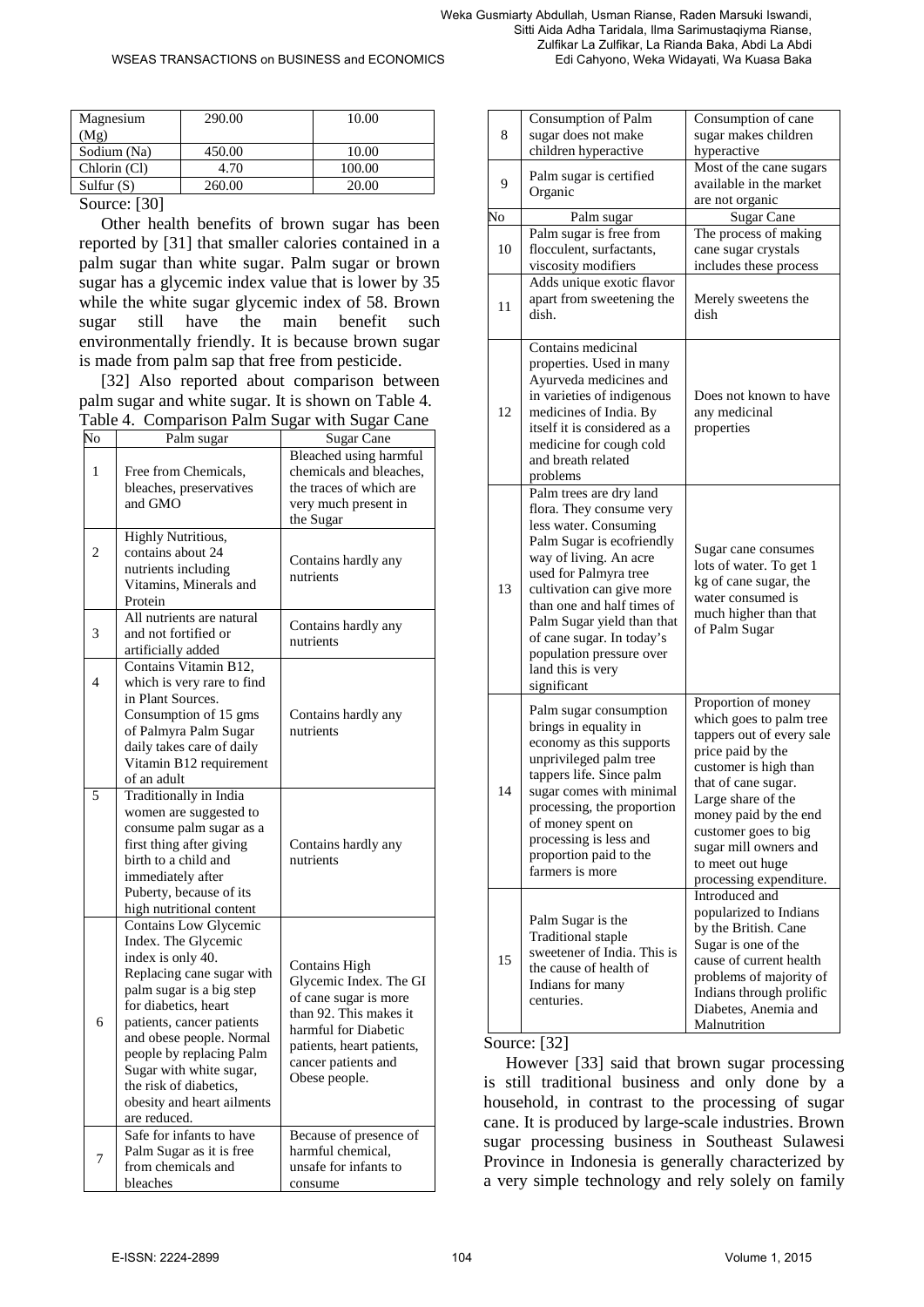| Magnesium (Mg) | 290.00 | 10.00 |
|---|---|---|
| Sodium (Na) | 450.00 | 10.00 |
| Chlorin (Cl) | 4.70 | 100.00 |
| Sulfur (S) | 260.00 | 20.00 |

Source: [30]

Other health benefits of brown sugar has been reported by [31] that smaller calories contained in a palm sugar than white sugar. Palm sugar or brown sugar has a glycemic index value that is lower by 35 while the white sugar glycemic index of 58. Brown sugar still have the main benefit such environmentally friendly. It is because brown sugar is made from palm sap that free from pesticide.

[32] Also reported about comparison between palm sugar and white sugar. It is shown on Table 4.

Table 4. Comparison Palm Sugar with Sugar Cane

| No | Palm sugar | Sugar Cane |
|---|---|---|
| 1 | Free from Chemicals, bleaches, preservatives and GMO | Bleached using harmful chemicals and bleaches, the traces of which are very much present in the Sugar |
| 2 | Highly Nutritious, contains about 24 nutrients including Vitamins, Minerals and Protein | Contains hardly any nutrients |
| 3 | All nutrients are natural and not fortified or artificially added | Contains hardly any nutrients |
| 4 | Contains Vitamin B12, which is very rare to find in Plant Sources. Consumption of 15 gms of Palmyra Palm Sugar daily takes care of daily Vitamin B12 requirement of an adult | Contains hardly any nutrients |
| 5 | Traditionally in India women are suggested to consume palm sugar as a first thing after giving birth to a child and immediately after Puberty, because of its high nutritional content | Contains hardly any nutrients |
| 6 | Contains Low Glycemic Index. The Glycemic index is only 40. Replacing cane sugar with palm sugar is a big step for diabetics, heart patients, cancer patients and obese people. Normal people by replacing Palm Sugar with white sugar, the risk of diabetics, obesity and heart ailments are reduced. | Contains High Glycemic Index. The GI of cane sugar is more than 92. This makes it harmful for Diabetic patients, heart patients, cancer patients and Obese people. |
| 7 | Safe for infants to have Palm Sugar as it is free from chemicals and bleaches | Because of presence of harmful chemical, unsafe for infants to consume |
| 8 | Consumption of Palm sugar does not make children hyperactive | Consumption of cane sugar makes children hyperactive |
| 9 | Palm sugar is certified Organic | Most of the cane sugars available in the market are not organic |
| 10 | Palm sugar is free from flocculent, surfactants, viscosity modifiers | The process of making cane sugar crystals includes these process |
| 11 | Adds unique exotic flavor apart from sweetening the dish. | Merely sweetens the dish |
| 12 | Contains medicinal properties. Used in many Ayurveda medicines and in varieties of indigenous medicines of India. By itself it is considered as a medicine for cough cold and breath related problems | Does not known to have any medicinal properties |
| 13 | Palm trees are dry land flora. They consume very less water. Consuming Palm Sugar is ecofriendly way of living. An acre used for Palmyra tree cultivation can give more than one and half times of Palm Sugar yield than that of cane sugar. In today's population pressure over land this is very significant | Sugar cane consumes lots of water. To get 1 kg of cane sugar, the water consumed is much higher than that of Palm Sugar |
| 14 | Palm sugar consumption brings in equality in economy as this supports unprivileged palm tree tappers life. Since palm sugar comes with minimal processing, the proportion of money spent on processing is less and proportion paid to the farmers is more | Proportion of money which goes to palm tree tappers out of every sale price paid by the customer is high than that of cane sugar. Large share of the money paid by the end customer goes to big sugar mill owners and to meet out huge processing expenditure. |
| 15 | Palm Sugar is the Traditional staple sweetener of India. This is the cause of health of Indians for many centuries. | Introduced and popularized to Indians by the British. Cane Sugar is one of the cause of current health problems of majority of Indians through prolific Diabetes, Anemia and Malnutrition |

Source: [32]

However [33] said that brown sugar processing is still traditional business and only done by a household, in contrast to the processing of sugar cane. It is produced by large-scale industries. Brown sugar processing business in Southeast Sulawesi Province in Indonesia is generally characterized by a very simple technology and rely solely on family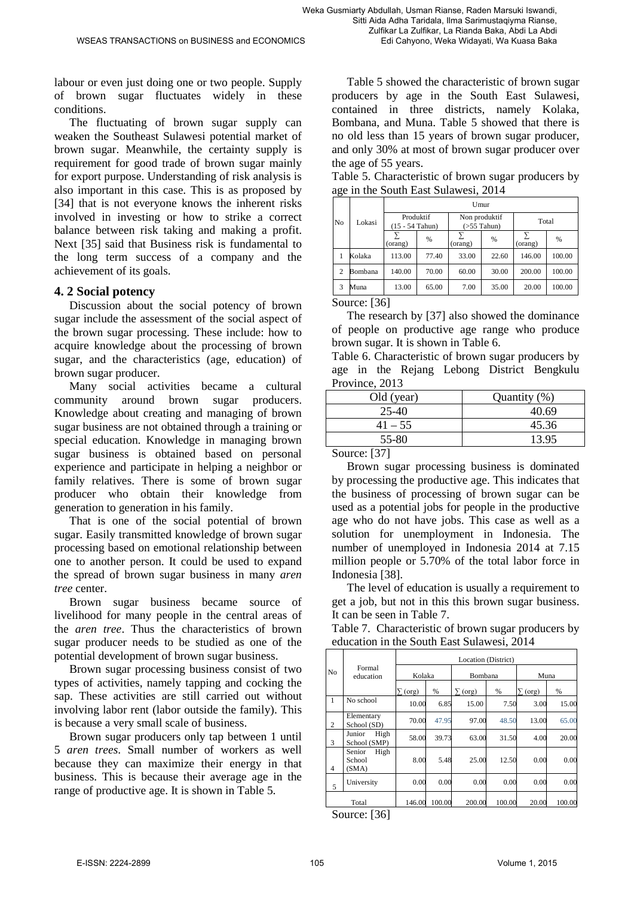labour or even just doing one or two people. Supply of brown sugar fluctuates widely in these conditions.

The fluctuating of brown sugar supply can weaken the Southeast Sulawesi potential market of brown sugar. Meanwhile, the certainty supply is requirement for good trade of brown sugar mainly for export purpose. Understanding of risk analysis is also important in this case. This is as proposed by [34] that is not everyone knows the inherent risks involved in investing or how to strike a correct balance between risk taking and making a profit. Next [35] said that Business risk is fundamental to the long term success of a company and the achievement of its goals.

## 4. 2 Social potency

Discussion about the social potency of brown sugar include the assessment of the social aspect of the brown sugar processing. These include: how to acquire knowledge about the processing of brown sugar, and the characteristics (age, education) of brown sugar producer.

Many social activities became a cultural community around brown sugar producers. Knowledge about creating and managing of brown sugar business are not obtained through a training or special education. Knowledge in managing brown sugar business is obtained based on personal experience and participate in helping a neighbor or family relatives. There is some of brown sugar producer who obtain their knowledge from generation to generation in his family.

That is one of the social potential of brown sugar. Easily transmitted knowledge of brown sugar processing based on emotional relationship between one to another person. It could be used to expand the spread of brown sugar business in many *aren tree* center.

Brown sugar business became source of livelihood for many people in the central areas of the *aren tree*. Thus the characteristics of brown sugar producer needs to be studied as one of the potential development of brown sugar business.

Brown sugar processing business consist of two types of activities, namely tapping and cocking the sap. These activities are still carried out without involving labor rent (labor outside the family). This is because a very small scale of business.

Brown sugar producers only tap between 1 until 5 *aren trees*. Small number of workers as well because they can maximize their energy in that business. This is because their average age in the range of productive age. It is shown in Table 5.

Table 5 showed the characteristic of brown sugar producers by age in the South East Sulawesi, contained in three districts, namely Kolaka, Bombana, and Muna. Table 5 showed that there is no old less than 15 years of brown sugar producer, and only 30% at most of brown sugar producer over the age of 55 years.

Table 5. Characteristic of brown sugar producers by age in the South East Sulawesi, 2014

| No | Lokasi | Umur | | | | | |
|---|---|---|---|---|---|---|---|
| | | Produktif (15 - 54 Tahun) | | Non produktif (>55 Tahun) | | Total | |
| | | ∑ (orang) | % | ∑ (orang) | % | ∑ (orang) | % |
| 1 | Kolaka | 113.00 | 77.40 | 33.00 | 22.60 | 146.00 | 100.00 |
| 2 | Bombana | 140.00 | 70.00 | 60.00 | 30.00 | 200.00 | 100.00 |
| 3 | Muna | 13.00 | 65.00 | 7.00 | 35.00 | 20.00 | 100.00 |

Source: [36]

The research by [37] also showed the dominance of people on productive age range who produce brown sugar. It is shown in Table 6.

Table 6. Characteristic of brown sugar producers by age in the Rejang Lebong District Bengkulu Province, 2013

| Old (year) | Quantity (%) |
|---|---|
| 25-40 | 40.69 |
| 41 – 55 | 45.36 |
| 55-80 | 13.95 |

Source: [37]

Brown sugar processing business is dominated by processing the productive age. This indicates that the business of processing of brown sugar can be used as a potential jobs for people in the productive age who do not have jobs. This case as well as a solution for unemployment in Indonesia. The number of unemployed in Indonesia 2014 at 7.15 million people or 5.70% of the total labor force in Indonesia [38].

The level of education is usually a requirement to get a job, but not in this this brown sugar business. It can be seen in Table 7.

Table 7. Characteristic of brown sugar producers by education in the South East Sulawesi, 2014

| No | Formal education | Location (District) | | | | | |
|---|---|---|---|---|---|---|---|
| | | Kolaka | | Bombana | | Muna | |
| | | ∑ (org) | % | ∑ (org) | % | ∑ (org) | % |
| 1 | No school | 10.00 | 6.85 | 15.00 | 7.50 | 3.00 | 15.00 |
| 2 | Elementary School (SD) | 70.00 | 47.95 | 97.00 | 48.50 | 13.00 | 65.00 |
| 3 | Junior High School (SMP) | 58.00 | 39.73 | 63.00 | 31.50 | 4.00 | 20.00 |
| 4 | Senior High School (SMA) | 8.00 | 5.48 | 25.00 | 12.50 | 0.00 | 0.00 |
| 5 | University | 0.00 | 0.00 | 0.00 | 0.00 | 0.00 | 0.00 |
| | Total | 146.00 | 100.00 | 200.00 | 100.00 | 20.00 | 100.00 |

Source: [36]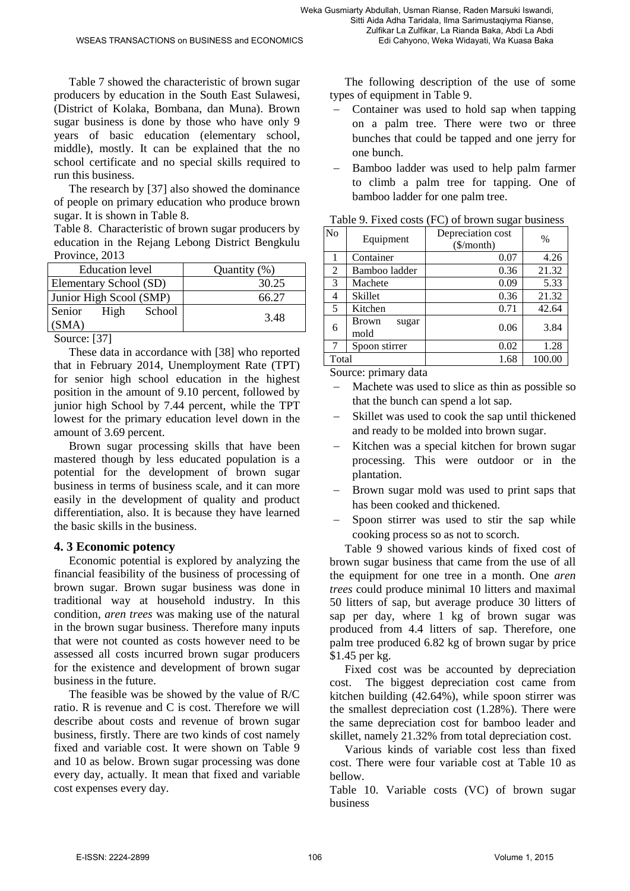Table 7 showed the characteristic of brown sugar producers by education in the South East Sulawesi, (District of Kolaka, Bombana, dan Muna). Brown sugar business is done by those who have only 9 years of basic education (elementary school, middle), mostly. It can be explained that the no school certificate and no special skills required to run this business.

The research by [37] also showed the dominance of people on primary education who produce brown sugar. It is shown in Table 8.

Table 8. Characteristic of brown sugar producers by education in the Rejang Lebong District Bengkulu Province, 2013

| Education level | Quantity (%) |
|---|---|
| Elementary School (SD) | 30.25 |
| Junior High Scool (SMP) | 66.27 |
| Senior High School (SMA) | 3.48 |

Source: [37]

These data in accordance with [38] who reported that in February 2014, Unemployment Rate (TPT) for senior high school education in the highest position in the amount of 9.10 percent, followed by junior high School by 7.44 percent, while the TPT lowest for the primary education level down in the amount of 3.69 percent.

Brown sugar processing skills that have been mastered though by less educated population is a potential for the development of brown sugar business in terms of business scale, and it can more easily in the development of quality and product differentiation, also. It is because they have learned the basic skills in the business.

### 4. 3 Economic potency

Economic potential is explored by analyzing the financial feasibility of the business of processing of brown sugar. Brown sugar business was done in traditional way at household industry. In this condition, *aren trees* was making use of the natural in the brown sugar business. Therefore many inputs that were not counted as costs however need to be assessed all costs incurred brown sugar producers for the existence and development of brown sugar business in the future.

The feasible was be showed by the value of R/C ratio. R is revenue and C is cost. Therefore we will describe about costs and revenue of brown sugar business, firstly. There are two kinds of cost namely fixed and variable cost. It were shown on Table 9 and 10 as below. Brown sugar processing was done every day, actually. It mean that fixed and variable cost expenses every day.

The following description of the use of some types of equipment in Table 9.

- Container was used to hold sap when tapping on a palm tree. There were two or three bunches that could be tapped and one jerry for one bunch.
- Bamboo ladder was used to help palm farmer to climb a palm tree for tapping. One of bamboo ladder for one palm tree.

Table 9. Fixed costs (FC) of brown sugar business

| No | Equipment | Depreciation cost ($/month) | % |
|---|---|---|---|
| 1 | Container | 0.07 | 4.26 |
| 2 | Bamboo ladder | 0.36 | 21.32 |
| 3 | Machete | 0.09 | 5.33 |
| 4 | Skillet | 0.36 | 21.32 |
| 5 | Kitchen | 0.71 | 42.64 |
| 6 | Brown sugar mold | 0.06 | 3.84 |
| 7 | Spoon stirrer | 0.02 | 1.28 |
| Total | | 1.68 | 100.00 |

Source: primary data

- Machete was used to slice as thin as possible so that the bunch can spend a lot sap.
- Skillet was used to cook the sap until thickened and ready to be molded into brown sugar.
- Kitchen was a special kitchen for brown sugar processing. This were outdoor or in the plantation.
- Brown sugar mold was used to print saps that has been cooked and thickened.
- Spoon stirrer was used to stir the sap while cooking process so as not to scorch.

Table 9 showed various kinds of fixed cost of brown sugar business that came from the use of all the equipment for one tree in a month. One *aren trees* could produce minimal 10 litters and maximal 50 litters of sap, but average produce 30 litters of sap per day, where 1 kg of brown sugar was produced from 4.4 litters of sap. Therefore, one palm tree produced 6.82 kg of brown sugar by price $1.45 per kg.

Fixed cost was be accounted by depreciation cost. The biggest depreciation cost came from kitchen building (42.64%), while spoon stirrer was the smallest depreciation cost (1.28%). There were the same depreciation cost for bamboo leader and skillet, namely 21.32% from total depreciation cost.

Various kinds of variable cost less than fixed cost. There were four variable cost at Table 10 as bellow.

Table 10. Variable costs (VC) of brown sugar business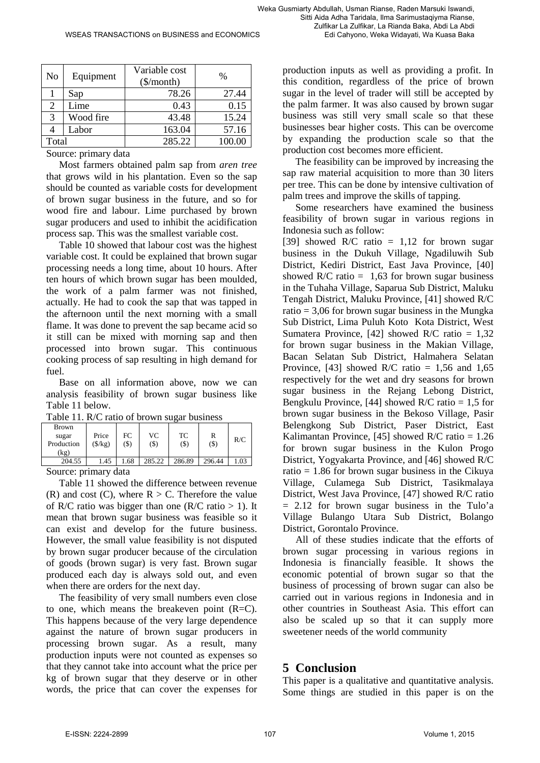| No | Equipment | Variable cost ($/month) | % |
|---|---|---|---|
| 1 | Sap | 78.26 | 27.44 |
| 2 | Lime | 0.43 | 0.15 |
| 3 | Wood fire | 43.48 | 15.24 |
| 4 | Labor | 163.04 | 57.16 |
| Total | | 285.22 | 100.00 |

Source: primary data

Most farmers obtained palm sap from *aren tree* that grows wild in his plantation. Even so the sap should be counted as variable costs for development of brown sugar business in the future, and so for wood fire and labour. Lime purchased by brown sugar producers and used to inhibit the acidification process sap. This was the smallest variable cost.

Table 10 showed that labour cost was the highest variable cost. It could be explained that brown sugar processing needs a long time, about 10 hours. After ten hours of which brown sugar has been moulded, the work of a palm farmer was not finished, actually. He had to cook the sap that was tapped in the afternoon until the next morning with a small flame. It was done to prevent the sap became acid so it still can be mixed with morning sap and then processed into brown sugar. This continuous cooking process of sap resulting in high demand for fuel.

Base on all information above, now we can analysis feasibility of brown sugar business like Table 11 below.

Table 11. R/C ratio of brown sugar business

| Brown sugar Production (kg) | Price ($/kg) | FC ($) | VC ($) | TC ($) | R ($) | R/C |
|---|---|---|---|---|---|---|
| 204.55 | 1.45 | 1.68 | 285.22 | 286.89 | 296.44 | 1.03 |

Source: primary data

Table 11 showed the difference between revenue (R) and cost (C), where R > C. Therefore the value of R/C ratio was bigger than one (R/C ratio > 1). It mean that brown sugar business was feasible so it can exist and develop for the future business. However, the small value feasibility is not disputed by brown sugar producer because of the circulation of goods (brown sugar) is very fast. Brown sugar produced each day is always sold out, and even when there are orders for the next day.

The feasibility of very small numbers even close to one, which means the breakeven point (R=C). This happens because of the very large dependence against the nature of brown sugar producers in processing brown sugar. As a result, many production inputs were not counted as expenses so that they cannot take into account what the price per kg of brown sugar that they deserve or in other words, the price that can cover the expenses for production inputs as well as providing a profit. In this condition, regardless of the price of brown sugar in the level of trader will still be accepted by the palm farmer. It was also caused by brown sugar business was still very small scale so that these businesses bear higher costs. This can be overcome by expanding the production scale so that the production cost becomes more efficient.

The feasibility can be improved by increasing the sap raw material acquisition to more than 30 liters per tree. This can be done by intensive cultivation of palm trees and improve the skills of tapping.

Some researchers have examined the business feasibility of brown sugar in various regions in Indonesia such as follow:

[39] showed R/C ratio = 1,12 for brown sugar business in the Dukuh Village, Ngadiluwih Sub District, Kediri District, East Java Province, [40] showed R/C ratio = 1,63 for brown sugar business in the Tuhaha Village, Saparua Sub District, Maluku Tengah District, Maluku Province, [41] showed R/C ratio = 3,06 for brown sugar business in the Mungka Sub District, Lima Puluh Koto Kota District, West Sumatera Province, [42] showed R/C ratio = 1,32 for brown sugar business in the Makian Village, Bacan Selatan Sub District, Halmahera Selatan Province, [43] showed R/C ratio = 1,56 and 1,65 respectively for the wet and dry seasons for brown sugar business in the Rejang Lebong District, Bengkulu Province, [44] showed R/C ratio = 1,5 for brown sugar business in the Bekoso Village, Pasir Belengkong Sub District, Paser District, East Kalimantan Province, [45] showed R/C ratio = 1.26 for brown sugar business in the Kulon Progo District, Yogyakarta Province, and [46] showed R/C ratio = 1.86 for brown sugar business in the Cikuya Village, Culamega Sub District, Tasikmalaya District, West Java Province, [47] showed R/C ratio = 2.12 for brown sugar business in the Tulo'a Village Bulango Utara Sub District, Bolango District, Gorontalo Province.

All of these studies indicate that the efforts of brown sugar processing in various regions in Indonesia is financially feasible. It shows the economic potential of brown sugar so that the business of processing of brown sugar can also be carried out in various regions in Indonesia and in other countries in Southeast Asia. This effort can also be scaled up so that it can supply more sweetener needs of the world community

# 5 Conclusion

This paper is a qualitative and quantitative analysis. Some things are studied in this paper is on the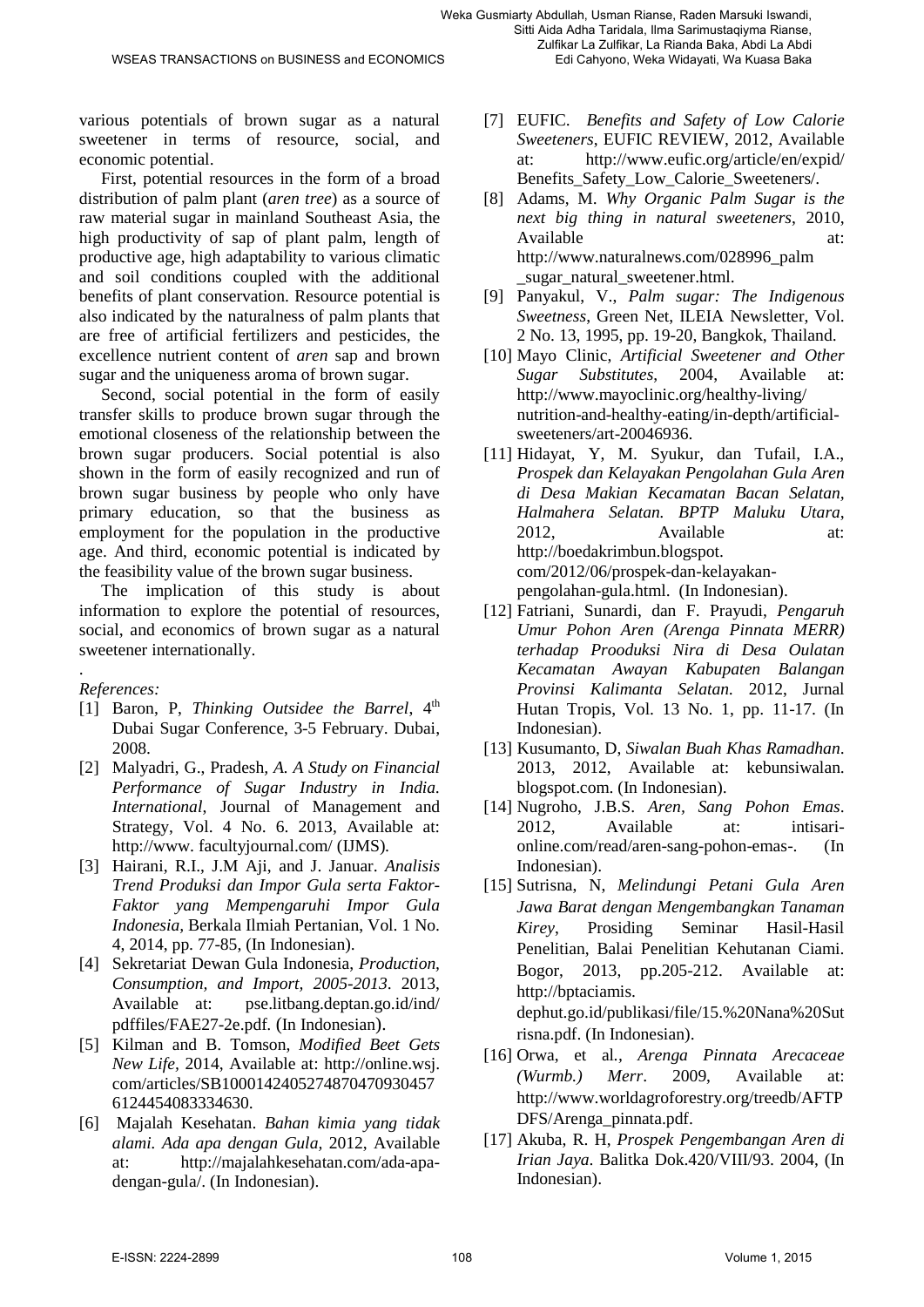various potentials of brown sugar as a natural sweetener in terms of resource, social, and economic potential.

First, potential resources in the form of a broad distribution of palm plant (*aren tree*) as a source of raw material sugar in mainland Southeast Asia, the high productivity of sap of plant palm, length of productive age, high adaptability to various climatic and soil conditions coupled with the additional benefits of plant conservation. Resource potential is also indicated by the naturalness of palm plants that are free of artificial fertilizers and pesticides, the excellence nutrient content of *aren* sap and brown sugar and the uniqueness aroma of brown sugar.

Second, social potential in the form of easily transfer skills to produce brown sugar through the emotional closeness of the relationship between the brown sugar producers. Social potential is also shown in the form of easily recognized and run of brown sugar business by people who only have primary education, so that the business as employment for the population in the productive age. And third, economic potential is indicated by the feasibility value of the brown sugar business.

The implication of this study is about information to explore the potential of resources, social, and economics of brown sugar as a natural sweetener internationally.

.

*References:*

[1] Baron, P, *Thinking Outsidee the Barrel*, 4th Dubai Sugar Conference, 3-5 February. Dubai, 2008.

[2] Malyadri, G., Pradesh, *A. A Study on Financial Performance of Sugar Industry in India. International*, Journal of Management and Strategy, Vol. 4 No. 6. 2013, Available at: http://www. facultyjournal.com/ (IJMS).

[3] Hairani, R.I., J.M Aji, and J. Januar. *Analisis Trend Produksi dan Impor Gula serta Faktor-Faktor yang Mempengaruhi Impor Gula Indonesia*, Berkala Ilmiah Pertanian, Vol. 1 No. 4, 2014, pp. 77-85, (In Indonesian).

[4] Sekretariat Dewan Gula Indonesia, *Production, Consumption, and Import, 2005-2013*. 2013, Available at: pse.litbang.deptan.go.id/ind/ pdffiles/FAE27-2e.pdf. (In Indonesian).

[5] Kilman and B. Tomson, *Modified Beet Gets New Life*, 2014, Available at: http://online.wsj. com/articles/SB100014240527487047093045 76124454083334630.

[6] Majalah Kesehatan. *Bahan kimia yang tidak alami. Ada apa dengan Gula*, 2012, Available at: http://majalahkesehatan.com/ada-apa-dengan-gula/. (In Indonesian).

[7] EUFIC. *Benefits and Safety of Low Calorie Sweeteners*, EUFIC REVIEW, 2012, Available at: http://www.eufic.org/article/en/expid/ Benefits_Safety_Low_Calorie_Sweeteners/.

[8] Adams, M. *Why Organic Palm Sugar is the next big thing in natural sweeteners*, 2010, Available at: http://www.naturalnews.com/028996_palm _sugar_natural_sweetener.html.

[9] Panyakul, V., *Palm sugar: The Indigenous Sweetness*, Green Net, ILEIA Newsletter, Vol. 2 No. 13, 1995, pp. 19-20, Bangkok, Thailand.

[10] Mayo Clinic, *Artificial Sweetener and Other Sugar Substitutes*, 2004, Available at: http://www.mayoclinic.org/healthy-living/ nutrition-and-healthy-eating/in-depth/artificial-sweeteners/art-20046936.

[11] Hidayat, Y, M. Syukur, dan Tufail, I.A., *Prospek dan Kelayakan Pengolahan Gula Aren di Desa Makian Kecamatan Bacan Selatan, Halmahera Selatan. BPTP Maluku Utara*, 2012, Available at: http://boedakrimbun.blogspot. com/2012/06/prospek-dan-kelayakan-pengolahan-gula.html. (In Indonesian).

[12] Fatriani, Sunardi, dan F. Prayudi, *Pengaruh Umur Pohon Aren (Arenga Pinnata MERR) terhadap Prooduksi Nira di Desa Oulatan Kecamatan Awayan Kabupaten Balangan Provinsi Kalimanta Selatan*. 2012, Jurnal Hutan Tropis, Vol. 13 No. 1, pp. 11-17. (In Indonesian).

[13] Kusumanto, D, *Siwalan Buah Khas Ramadhan*. 2013, 2012, Available at: kebunsiwalan. blogspot.com. (In Indonesian).

[14] Nugroho, J.B.S. *Aren, Sang Pohon Emas*. 2012, Available at: intisari-online.com/read/aren-sang-pohon-emas-. (In Indonesian).

[15] Sutrisna, N, *Melindungi Petani Gula Aren Jawa Barat dengan Mengembangkan Tanaman Kirey*, Prosiding Seminar Hasil-Hasil Penelitian, Balai Penelitian Kehutanan Ciami. Bogor, 2013, pp.205-212. Available at: http://bptaciamis. dephut.go.id/publikasi/file/15.%20Nana%20Sut risna.pdf. (In Indonesian).

[16] Orwa, et al., *Arenga Pinnata Arecaceae (Wurmb.) Merr*. 2009, Available at: http://www.worldagroforestry.org/treedb/AFTP DFS/Arenga_pinnata.pdf.

[17] Akuba, R. H, *Prospek Pengembangan Aren di Irian Jaya*. Balitka Dok.420/VIII/93. 2004, (In Indonesian).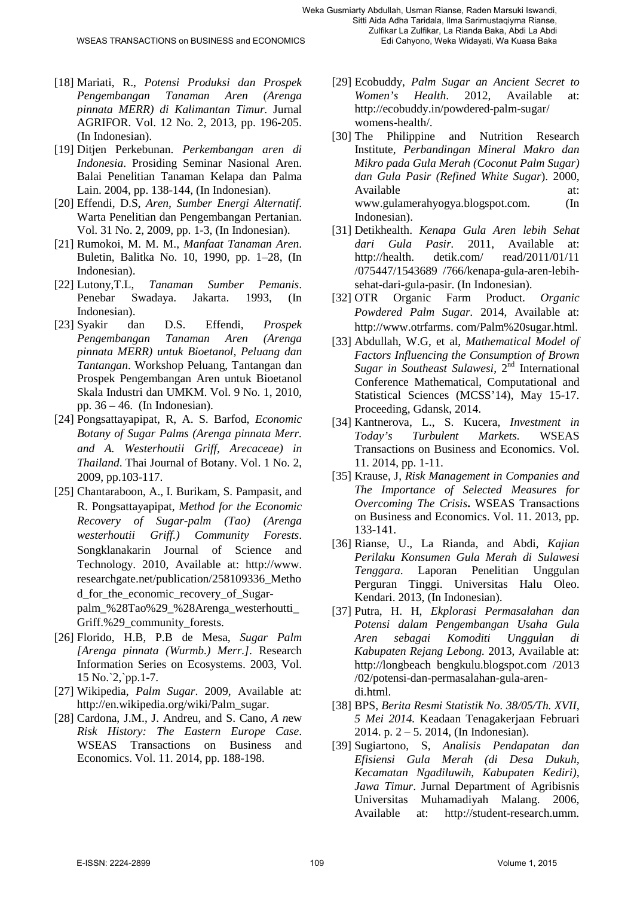[18] Mariati, R., *Potensi Produksi dan Prospek Pengembangan Tanaman Aren (Arenga pinnata MERR) di Kalimantan Timur*. Jurnal AGRIFOR. Vol. 12 No. 2, 2013, pp. 196-205. (In Indonesian).

[19] Ditjen Perkebunan. *Perkembangan aren di Indonesia*. Prosiding Seminar Nasional Aren. Balai Penelitian Tanaman Kelapa dan Palma Lain. 2004, pp. 138-144, (In Indonesian).

[20] Effendi, D.S, *Aren, Sumber Energi Alternatif*. Warta Penelitian dan Pengembangan Pertanian. Vol. 31 No. 2, 2009, pp. 1-3, (In Indonesian).

[21] Rumokoi, M. M. M., *Manfaat Tanaman Aren*. Buletin, Balitka No. 10, 1990, pp. 1–28, (In Indonesian).

[22] Lutony,T.L, *Tanaman Sumber Pemanis*. Penebar Swadaya. Jakarta. 1993, (In Indonesian).

[23] Syakir dan D.S. Effendi, *Prospek Pengembangan Tanaman Aren (Arenga pinnata MERR) untuk Bioetanol, Peluang dan Tantangan*. Workshop Peluang, Tantangan dan Prospek Pengembangan Aren untuk Bioetanol Skala Industri dan UMKM. Vol. 9 No. 1, 2010, pp. 36 – 46. (In Indonesian).

[24] Pongsattayapipat, R, A. S. Barfod, *Economic Botany of Sugar Palms (Arenga pinnata Merr. and A. Westerhoutii Griff, Arecaceae) in Thailand*. Thai Journal of Botany. Vol. 1 No. 2, 2009, pp.103-117.

[25] Chantaraboon, A., I. Burikam, S. Pampasit, and R. Pongsattayapipat, *Method for the Economic Recovery of Sugar-palm (Tao) (Arenga westerhoutii Griff.) Community Forests*. Songklanakarin Journal of Science and Technology. 2010, Available at: http://www.researchgate.net/publication/258109336_Method_for_the_economic_recovery_of_Sugar-palm_%28Tao%29_%28Arenga_westerhoutti_Griff.%29_community_forests.

[26] Florido, H.B, P.B de Mesa, *Sugar Palm [Arenga pinnata (Wurmb.) Merr.]*. Research Information Series on Ecosystems. 2003, Vol. 15 No.`2,`pp.1-7.

[27] Wikipedia, *Palm Sugar*. 2009, Available at: http://en.wikipedia.org/wiki/Palm_sugar.

[28] Cardona, J.M., J. Andreu, and S. Cano, *A new Risk History: The Eastern Europe Case*. WSEAS Transactions on Business and Economics. Vol. 11. 2014, pp. 188-198.

[29] Ecobuddy, *Palm Sugar an Ancient Secret to Women's Health*. 2012, Available at: http://ecobuddy.in/powdered-palm-sugar/womens-health/.

[30] The Philippine and Nutrition Research Institute, *Perbandingan Mineral Makro dan Mikro pada Gula Merah (Coconut Palm Sugar) dan Gula Pasir (Refined White Sugar*). 2000, Available at: www.gulamerahyogya.blogspot.com. (In Indonesian).

[31] Detikhealth. *Kenapa Gula Aren lebih Sehat dari Gula Pasir*. 2011, Available at: http://health. detik.com/ read/2011/01/11 /075447/1543689 /766/kenapa-gula-aren-lebih-sehat-dari-gula-pasir. (In Indonesian).

[32] OTR Organic Farm Product. *Organic Powdered Palm Sugar*. 2014, Available at: http://www.otrfarms. com/Palm%20sugar.html.

[33] Abdullah, W.G, et al, *Mathematical Model of Factors Influencing the Consumption of Brown Sugar in Southeast Sulawesi*, 2nd International Conference Mathematical, Computational and Statistical Sciences (MCSS'14), May 15-17. Proceeding, Gdansk, 2014.

[34] Kantnerova, L., S. Kucera, *Investment in Today's Turbulent Markets.* WSEAS Transactions on Business and Economics. Vol. 11. 2014, pp. 1-11.

[35] Krause, J, *Risk Management in Companies and The Importance of Selected Measures for Overcoming The Crisis***.** WSEAS Transactions on Business and Economics. Vol. 11. 2013, pp. 133-141.

[36] Rianse, U., La Rianda, and Abdi, *Kajian Perilaku Konsumen Gula Merah di Sulawesi Tenggara*. Laporan Penelitian Unggulan Perguran Tinggi. Universitas Halu Oleo. Kendari. 2013, (In Indonesian).

[37] Putra, H. H, *Ekplorasi Permasalahan dan Potensi dalam Pengembangan Usaha Gula Aren sebagai Komoditi Unggulan di Kabupaten Rejang Lebong.* 2013, Available at: http://longbeach bengkulu.blogspot.com /2013 /02/potensi-dan-permasalahan-gula-aren-di.html.

[38] BPS, *Berita Resmi Statistik No. 38/05/Th. XVII, 5 Mei 2014.* Keadaan Tenagakerjaan Februari 2014. p. 2 – 5. 2014, (In Indonesian).

[39] Sugiartono, S, *Analisis Pendapatan dan Efisiensi Gula Merah (di Desa Dukuh, Kecamatan Ngadiluwih, Kabupaten Kediri), Jawa Timur*. Jurnal Department of Agribisnis Universitas Muhamadiyah Malang. 2006, Available at: http://student-research.umm.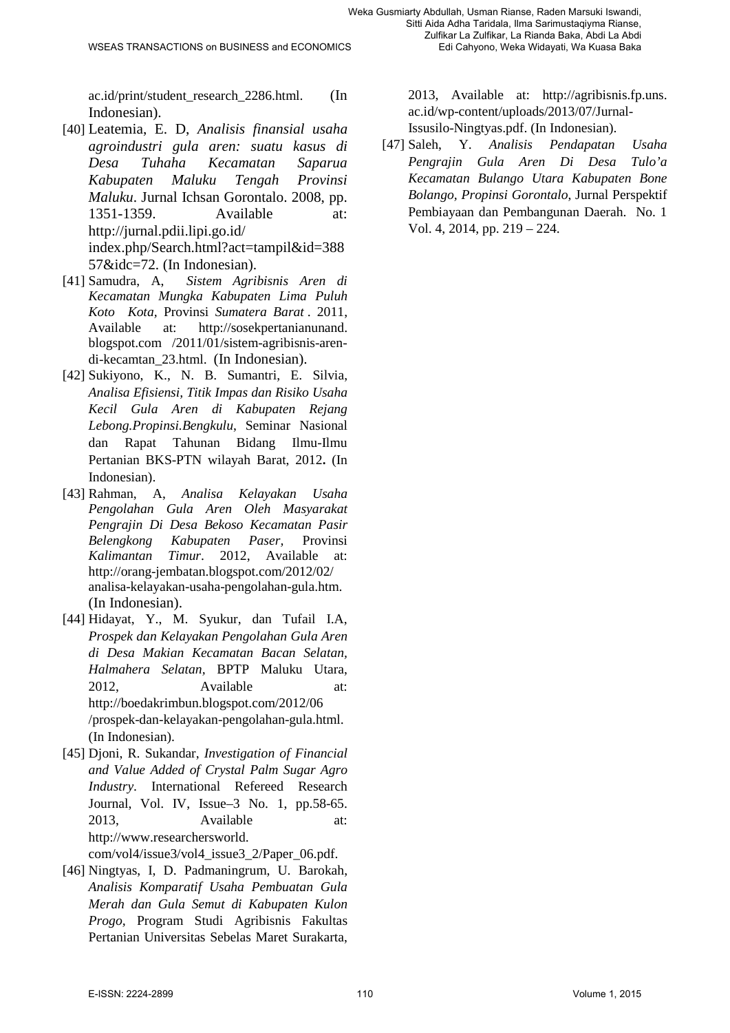ac.id/print/student_research_2286.html. (In Indonesian).

[40] Leatemia, E. D, *Analisis finansial usaha agroindustri gula aren: suatu kasus di Desa Tuhaha Kecamatan Saparua Kabupaten Maluku Tengah Provinsi Maluku*. Jurnal Ichsan Gorontalo. 2008, pp. 1351-1359. Available at: http://jurnal.pdii.lipi.go.id/index.php/Search.html?act=tampil&id=38857&idc=72. (In Indonesian).

[41] Samudra, A, *Sistem Agribisnis Aren di Kecamatan Mungka Kabupaten Lima Puluh Koto Kota*, Provinsi *Sumatera Barat* . 2011, Available at: http://sosekpertanianunand.blogspot.com /2011/01/sistem-agribisnis-aren-di-kecamtan_23.html. (In Indonesian).

[42] Sukiyono, K., N. B. Sumantri, E. Silvia, *Analisa Efisiensi, Titik Impas dan Risiko Usaha Kecil Gula Aren di Kabupaten Rejang Lebong.Propinsi.Bengkulu*, Seminar Nasional dan Rapat Tahunan Bidang Ilmu-Ilmu Pertanian BKS-PTN wilayah Barat, 2012**.** (In Indonesian).

[43] Rahman, A, *Analisa Kelayakan Usaha Pengolahan Gula Aren Oleh Masyarakat Pengrajin Di Desa Bekoso Kecamatan Pasir Belengkong Kabupaten Paser,* Provinsi *Kalimantan Timur*. 2012, Available at: http://orang-jembatan.blogspot.com/2012/02/analisa-kelayakan-usaha-pengolahan-gula.htm. (In Indonesian).

[44] Hidayat, Y., M. Syukur, dan Tufail I.A, *Prospek dan Kelayakan Pengolahan Gula Aren di Desa Makian Kecamatan Bacan Selatan, Halmahera Selatan*, BPTP Maluku Utara, 2012, Available at: http://boedakrimbun.blogspot.com/2012/06 /prospek-dan-kelayakan-pengolahan-gula.html. (In Indonesian).

[45] Djoni, R. Sukandar, *Investigation of Financial and Value Added of Crystal Palm Sugar Agro Industry*. International Refereed Research Journal, Vol. IV, Issue–3 No. 1, pp.58-65. 2013, Available at: http://www.researchersworld.com/vol4/issue3/vol4_issue3_2/Paper_06.pdf.

[46] Ningtyas, I, D. Padmaningrum, U. Barokah, *Analisis Komparatif Usaha Pembuatan Gula Merah dan Gula Semut di Kabupaten Kulon Progo*, Program Studi Agribisnis Fakultas Pertanian Universitas Sebelas Maret Surakarta, 2013, Available at: http://agribisnis.fp.uns.ac.id/wp-content/uploads/2013/07/Jurnal-Isusilo-Ningtyas.pdf. (In Indonesian).

[47] Saleh, Y. *Analisis Pendapatan Usaha Pengrajin Gula Aren Di Desa Tulo'a Kecamatan Bulango Utara Kabupaten Bone Bolango, Propinsi Gorontalo*, Jurnal Perspektif Pembiayaan dan Pembangunan Daerah. No. 1 Vol. 4, 2014, pp. 219 – 224.